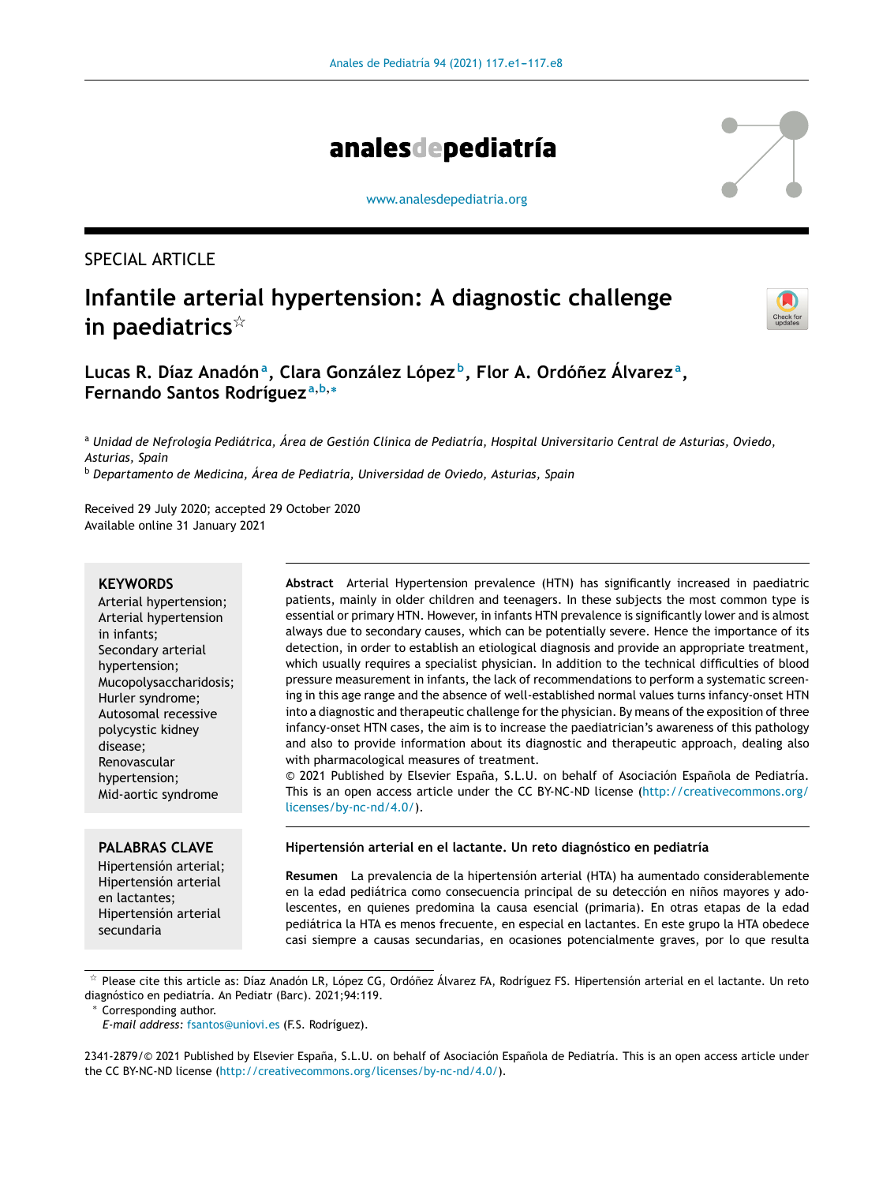SPECIAL ARTICLE

# Infantile arterial hypertension: A diagnostic challenge in paediatrics☆

**Lucas R. Díaz Anadón**[a], **Clara González López**[b], **Flor A. Ordóñez Álvarez**[a], **Fernando Santos Rodríguez**[a,b,*]

[a] *Unidad de Nefrología Pediátrica, Área de Gestión Clínica de Pediatría, Hospital Universitario Central de Asturias, Oviedo, Asturias, Spain*

[b] *Departamento de Medicina, Área de Pediatría, Universidad de Oviedo, Asturias, Spain*

Received 29 July 2020; accepted 29 October 2020
Available online 31 January 2021

**KEYWORDS**
Arterial hypertension;
Arterial hypertension in infants;
Secondary arterial hypertension;
Mucopolysaccharidosis;
Hurler syndrome;
Autosomal recessive polycystic kidney disease;
Renovascular hypertension;
Mid-aortic syndrome

**Abstract** Arterial Hypertension prevalence (HTN) has significantly increased in paediatric patients, mainly in older children and teenagers. In these subjects the most common type is essential or primary HTN. However, in infants HTN prevalence is significantly lower and is almost always due to secondary causes, which can be potentially severe. Hence the importance of its detection, in order to establish an etiological diagnosis and provide an appropriate treatment, which usually requires a specialist physician. In addition to the technical difficulties of blood pressure measurement in infants, the lack of recommendations to perform a systematic screening in this age range and the absence of well-established normal values turns infancy-onset HTN into a diagnostic and therapeutic challenge for the physician. By means of the exposition of three infancy-onset HTN cases, the aim is to increase the paediatrician's awareness of this pathology and also to provide information about its diagnostic and therapeutic approach, dealing also with pharmacological measures of treatment.
© 2021 Published by Elsevier España, S.L.U. on behalf of Asociación Española de Pediatría. This is an open access article under the CC BY-NC-ND license (http://creativecommons.org/licenses/by-nc-nd/4.0/).

**PALABRAS CLAVE**
Hipertensión arterial;
Hipertensión arterial en lactantes;
Hipertensión arterial secundaria

**Hipertensión arterial en el lactante. Un reto diagnóstico en pediatría**

**Resumen** La prevalencia de la hipertensión arterial (HTA) ha aumentado considerablemente en la edad pediátrica como consecuencia principal de su detección en niños mayores y adolescentes, en quienes predomina la causa esencial (primaria). En otras etapas de la edad pediátrica la HTA es menos frecuente, en especial en lactantes. En este grupo la HTA obedece casi siempre a causas secundarias, en ocasiones potencialmente graves, por lo que resulta

☆ Please cite this article as: Díaz Anadón LR, López CG, Ordóñez Álvarez FA, Rodríguez FS. Hipertensión arterial en el lactante. Un reto diagnóstico en pediatría. An Pediatr (Barc). 2021;94:119.

\* Corresponding author.
*E-mail address:* fsantos@uniovi.es (F.S. Rodríguez).

2341-2879/© 2021 Published by Elsevier España, S.L.U. on behalf of Asociación Española de Pediatría. This is an open access article under the CC BY-NC-ND license (http://creativecommons.org/licenses/by-nc-nd/4.0/).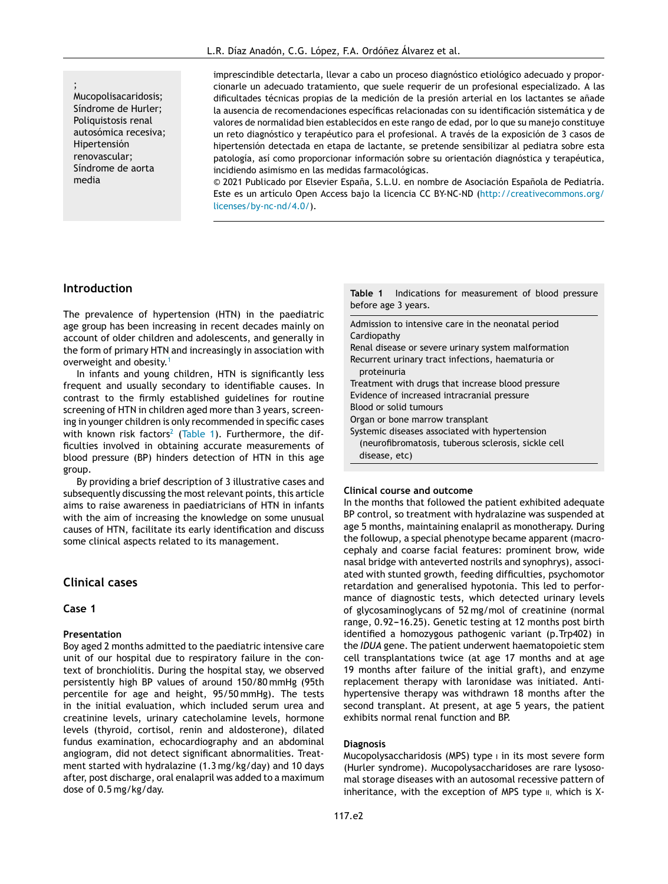;
Mucopolisacaridosis;
Síndrome de Hurler;
Poliquistosis renal autosómica recesiva;
Hipertensión renovascular;
Síndrome de aorta media

imprescindible detectarla, llevar a cabo un proceso diagnóstico etiológico adecuado y proporcionarle un adecuado tratamiento, que suele requerir de un profesional especializado. A las dificultades técnicas propias de la medición de la presión arterial en los lactantes se añade la ausencia de recomendaciones específicas relacionadas con su identificación sistemática y de valores de normalidad bien establecidos en este rango de edad, por lo que su manejo constituye un reto diagnóstico y terapéutico para el profesional. A través de la exposición de 3 casos de hipertensión detectada en etapa de lactante, se pretende sensibilizar al pediatra sobre esta patología, así como proporcionar información sobre su orientación diagnóstica y terapéutica, incidiendo asimismo en las medidas farmacológicas.

© 2021 Publicado por Elsevier España, S.L.U. en nombre de Asociación Española de Pediatría. Este es un artículo Open Access bajo la licencia CC BY-NC-ND (http://creativecommons.org/licenses/by-nc-nd/4.0/).

## Introduction

The prevalence of hypertension (HTN) in the paediatric age group has been increasing in recent decades mainly on account of older children and adolescents, and generally in the form of primary HTN and increasingly in association with overweight and obesity.[1]

In infants and young children, HTN is significantly less frequent and usually secondary to identifiable causes. In contrast to the firmly established guidelines for routine screening of HTN in children aged more than 3 years, screening in younger children is only recommended in specific cases with known risk factors[2] (Table 1). Furthermore, the difficulties involved in obtaining accurate measurements of blood pressure (BP) hinders detection of HTN in this age group.

By providing a brief description of 3 illustrative cases and subsequently discussing the most relevant points, this article aims to raise awareness in paediatricians of HTN in infants with the aim of increasing the knowledge on some unusual causes of HTN, facilitate its early identification and discuss some clinical aspects related to its management.

**Table 1** Indications for measurement of blood pressure before age 3 years.

| |
|---|
| Admission to intensive care in the neonatal period |
| Cardiopathy |
| Renal disease or severe urinary system malformation |
| Recurrent urinary tract infections, haematuria or proteinuria |
| Treatment with drugs that increase blood pressure |
| Evidence of increased intracranial pressure |
| Blood or solid tumours |
| Organ or bone marrow transplant |
| Systemic diseases associated with hypertension (neurofibromatosis, tuberous sclerosis, sickle cell disease, etc) |

## Clinical cases

### Case 1

#### Presentation

Boy aged 2 months admitted to the paediatric intensive care unit of our hospital due to respiratory failure in the context of bronchiolitis. During the hospital stay, we observed persistently high BP values of around 150/80 mmHg (95th percentile for age and height, 95/50 mmHg). The tests in the initial evaluation, which included serum urea and creatinine levels, urinary catecholamine levels, hormone levels (thyroid, cortisol, renin and aldosterone), dilated fundus examination, echocardiography and an abdominal angiogram, did not detect significant abnormalities. Treatment started with hydralazine (1.3 mg/kg/day) and 10 days after, post discharge, oral enalapril was added to a maximum dose of 0.5 mg/kg/day.

#### Clinical course and outcome

In the months that followed the patient exhibited adequate BP control, so treatment with hydralazine was suspended at age 5 months, maintaining enalapril as monotherapy. During the followup, a special phenotype became apparent (macrocephaly and coarse facial features: prominent brow, wide nasal bridge with anteverted nostrils and synophrys), associated with stunted growth, feeding difficulties, psychomotor retardation and generalised hypotonia. This led to performance of diagnostic tests, which detected urinary levels of glycosaminoglycans of 52 mg/mol of creatinine (normal range, 0.92–16.25). Genetic testing at 12 months post birth identified a homozygous pathogenic variant (p.Trp402) in the *IDUA* gene. The patient underwent haematopoietic stem cell transplantations twice (at age 17 months and at age 19 months after failure of the initial graft), and enzyme replacement therapy with laronidase was initiated. Antihypertensive therapy was withdrawn 18 months after the second transplant. At present, at age 5 years, the patient exhibits normal renal function and BP.

#### Diagnosis

Mucopolysaccharidosis (MPS) type I in its most severe form (Hurler syndrome). Mucopolysaccharidoses are rare lysosomal storage diseases with an autosomal recessive pattern of inheritance, with the exception of MPS type II, which is X-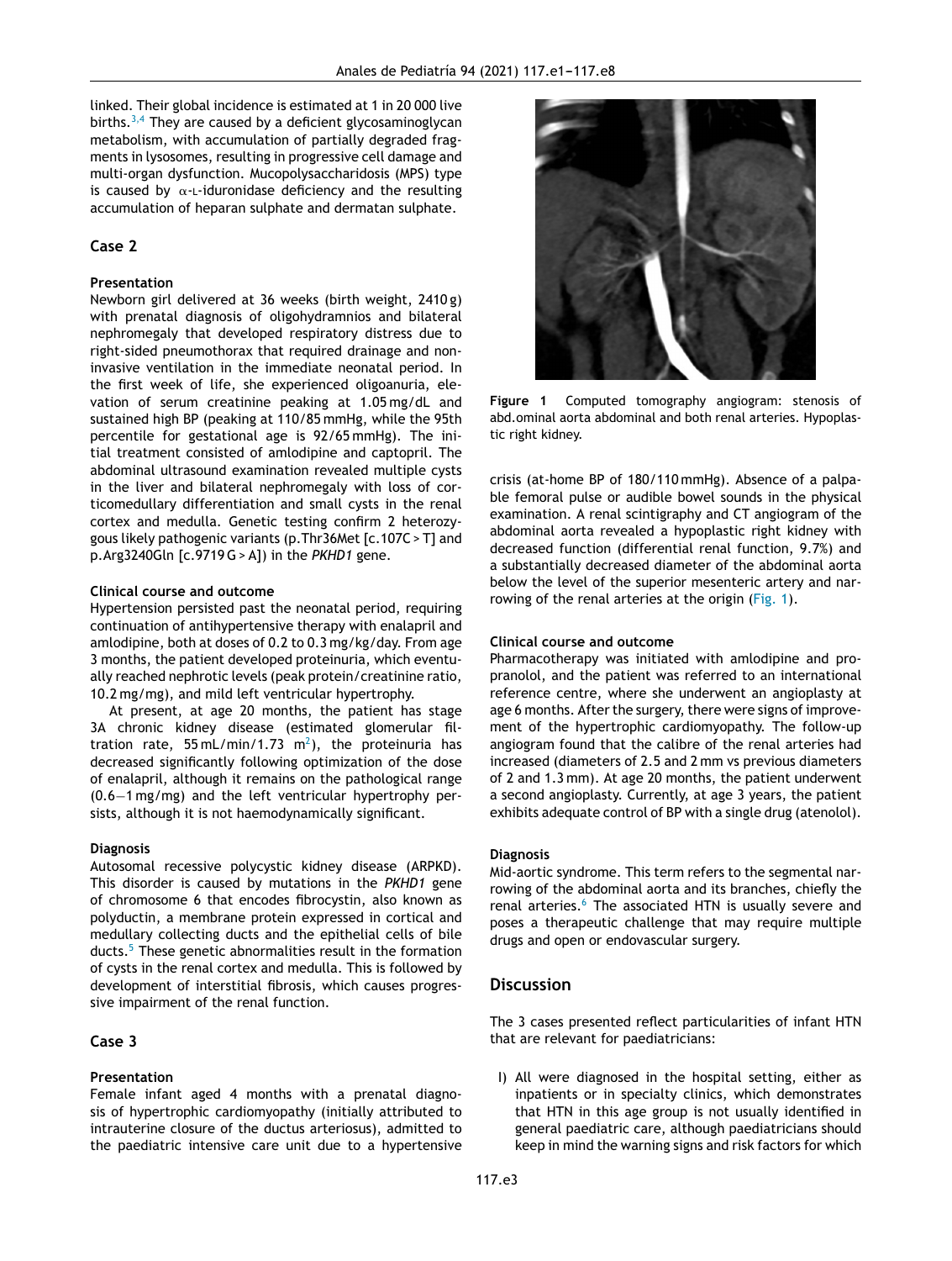linked. Their global incidence is estimated at 1 in 20 000 live births.[3,4] They are caused by a deficient glycosaminoglycan metabolism, with accumulation of partially degraded fragments in lysosomes, resulting in progressive cell damage and multi-organ dysfunction. Mucopolysaccharidosis (MPS) type is caused by α-L-iduronidase deficiency and the resulting accumulation of heparan sulphate and dermatan sulphate.

## Case 2

### Presentation

Newborn girl delivered at 36 weeks (birth weight, 2410 g) with prenatal diagnosis of oligohydramnios and bilateral nephromegaly that developed respiratory distress due to right-sided pneumothorax that required drainage and non-invasive ventilation in the immediate neonatal period. In the first week of life, she experienced oligoanuria, elevation of serum creatinine peaking at 1.05 mg/dL and sustained high BP (peaking at 110/85 mmHg, while the 95th percentile for gestational age is 92/65 mmHg). The initial treatment consisted of amlodipine and captopril. The abdominal ultrasound examination revealed multiple cysts in the liver and bilateral nephromegaly with loss of corticomedullary differentiation and small cysts in the renal cortex and medulla. Genetic testing confirm 2 heterozygous likely pathogenic variants (p.Thr36Met [c.107C > T] and p.Arg3240Gln [c.9719 G > A]) in the *PKHD1* gene.

### Clinical course and outcome

Hypertension persisted past the neonatal period, requiring continuation of antihypertensive therapy with enalapril and amlodipine, both at doses of 0.2 to 0.3 mg/kg/day. From age 3 months, the patient developed proteinuria, which eventually reached nephrotic levels (peak protein/creatinine ratio, 10.2 mg/mg), and mild left ventricular hypertrophy.

At present, at age 20 months, the patient has stage 3A chronic kidney disease (estimated glomerular filtration rate, 55 mL/min/1.73 $m^2$), the proteinuria has decreased significantly following optimization of the dose of enalapril, although it remains on the pathological range (0.6–1 mg/mg) and the left ventricular hypertrophy persists, although it is not haemodynamically significant.

### Diagnosis

Autosomal recessive polycystic kidney disease (ARPKD). This disorder is caused by mutations in the *PKHD1* gene of chromosome 6 that encodes fibrocystin, also known as polyductin, a membrane protein expressed in cortical and medullary collecting ducts and the epithelial cells of bile ducts.[5] These genetic abnormalities result in the formation of cysts in the renal cortex and medulla. This is followed by development of interstitial fibrosis, which causes progressive impairment of the renal function.

## Case 3

### Presentation

Female infant aged 4 months with a prenatal diagnosis of hypertrophic cardiomyopathy (initially attributed to intrauterine closure of the ductus arteriosus), admitted to the paediatric intensive care unit due to a hypertensive crisis (at-home BP of 180/110 mmHg). Absence of a palpable femoral pulse or audible bowel sounds in the physical examination. A renal scintigraphy and CT angiogram of the abdominal aorta revealed a hypoplastic right kidney with decreased function (differential renal function, 9.7%) and a substantially decreased diameter of the abdominal aorta below the level of the superior mesenteric artery and narrowing of the renal arteries at the origin (Fig. 1).

Figure 1 Computed tomography angiogram: stenosis of abd.ominal aorta abdominal and both renal arteries. Hypoplastic right kidney.

### Clinical course and outcome

Pharmacotherapy was initiated with amlodipine and propranolol, and the patient was referred to an international reference centre, where she underwent an angioplasty at age 6 months. After the surgery, there were signs of improvement of the hypertrophic cardiomyopathy. The follow-up angiogram found that the calibre of the renal arteries had increased (diameters of 2.5 and 2 mm vs previous diameters of 2 and 1.3 mm). At age 20 months, the patient underwent a second angioplasty. Currently, at age 3 years, the patient exhibits adequate control of BP with a single drug (atenolol).

### Diagnosis

Mid-aortic syndrome. This term refers to the segmental narrowing of the abdominal aorta and its branches, chiefly the renal arteries.[6] The associated HTN is usually severe and poses a therapeutic challenge that may require multiple drugs and open or endovascular surgery.

## Discussion

The 3 cases presented reflect particularities of infant HTN that are relevant for paediatricians:

I) All were diagnosed in the hospital setting, either as inpatients or in specialty clinics, which demonstrates that HTN in this age group is not usually identified in general paediatric care, although paediatricians should keep in mind the warning signs and risk factors for which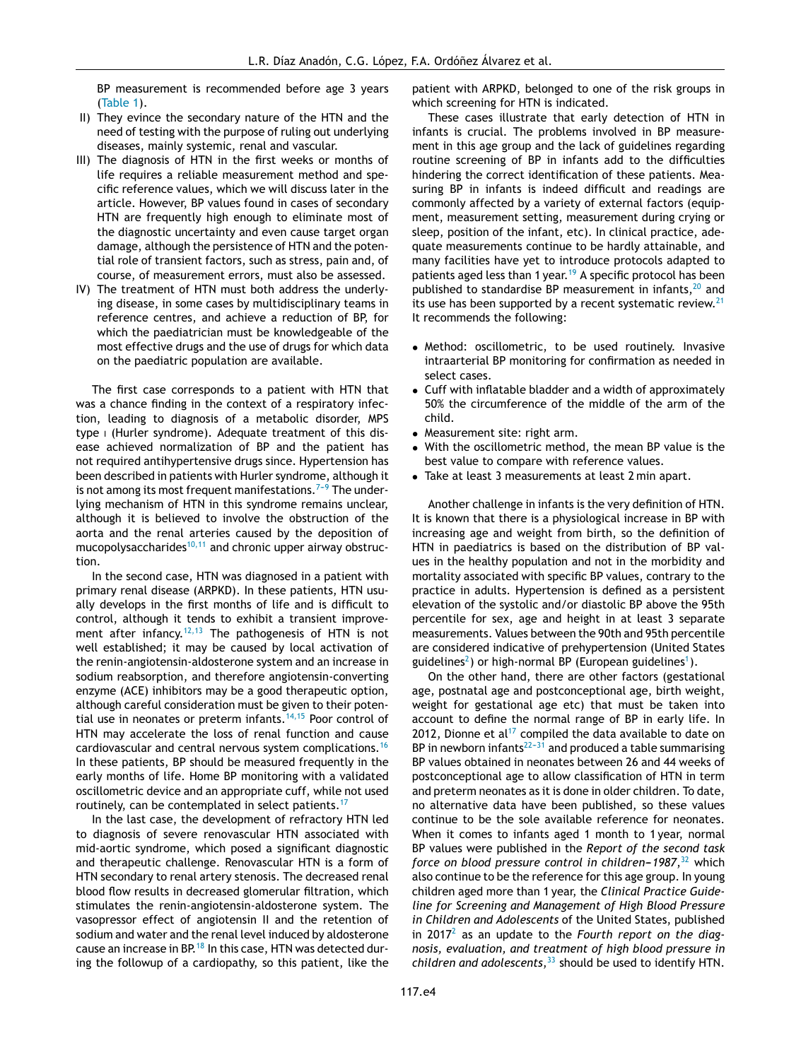BP measurement is recommended before age 3 years (Table 1).

II) They evince the secondary nature of the HTN and the need of testing with the purpose of ruling out underlying diseases, mainly systemic, renal and vascular.
III) The diagnosis of HTN in the first weeks or months of life requires a reliable measurement method and specific reference values, which we will discuss later in the article. However, BP values found in cases of secondary HTN are frequently high enough to eliminate most of the diagnostic uncertainty and even cause target organ damage, although the persistence of HTN and the potential role of transient factors, such as stress, pain and, of course, of measurement errors, must also be assessed.
IV) The treatment of HTN must both address the underlying disease, in some cases by multidisciplinary teams in reference centres, and achieve a reduction of BP, for which the paediatrician must be knowledgeable of the most effective drugs and the use of drugs for which data on the paediatric population are available.

The first case corresponds to a patient with HTN that was a chance finding in the context of a respiratory infection, leading to diagnosis of a metabolic disorder, MPS type I (Hurler syndrome). Adequate treatment of this disease achieved normalization of BP and the patient has not required antihypertensive drugs since. Hypertension has been described in patients with Hurler syndrome, although it is not among its most frequent manifestations.[7–9] The underlying mechanism of HTN in this syndrome remains unclear, although it is believed to involve the obstruction of the aorta and the renal arteries caused by the deposition of mucopolysaccharides[10,11] and chronic upper airway obstruction.

In the second case, HTN was diagnosed in a patient with primary renal disease (ARPKD). In these patients, HTN usually develops in the first months of life and is difficult to control, although it tends to exhibit a transient improvement after infancy.[12,13] The pathogenesis of HTN is not well established; it may be caused by local activation of the renin-angiotensin-aldosterone system and an increase in sodium reabsorption, and therefore angiotensin-converting enzyme (ACE) inhibitors may be a good therapeutic option, although careful consideration must be given to their potential use in neonates or preterm infants.[14,15] Poor control of HTN may accelerate the loss of renal function and cause cardiovascular and central nervous system complications.[16] In these patients, BP should be measured frequently in the early months of life. Home BP monitoring with a validated oscillometric device and an appropriate cuff, while not used routinely, can be contemplated in select patients.[17]

In the last case, the development of refractory HTN led to diagnosis of severe renovascular HTN associated with mid-aortic syndrome, which posed a significant diagnostic and therapeutic challenge. Renovascular HTN is a form of HTN secondary to renal artery stenosis. The decreased renal blood flow results in decreased glomerular filtration, which stimulates the renin-angiotensin-aldosterone system. The vasopressor effect of angiotensin II and the retention of sodium and water and the renal level induced by aldosterone cause an increase in BP.[18] In this case, HTN was detected during the followup of a cardiopathy, so this patient, like the patient with ARPKD, belonged to one of the risk groups in which screening for HTN is indicated.

These cases illustrate that early detection of HTN in infants is crucial. The problems involved in BP measurement in this age group and the lack of guidelines regarding routine screening of BP in infants add to the difficulties hindering the correct identification of these patients. Measuring BP in infants is indeed difficult and readings are commonly affected by a variety of external factors (equipment, measurement setting, measurement during crying or sleep, position of the infant, etc). In clinical practice, adequate measurements continue to be hardly attainable, and many facilities have yet to introduce protocols adapted to patients aged less than 1 year.[19] A specific protocol has been published to standardise BP measurement in infants,[20] and its use has been supported by a recent systematic review.[21] It recommends the following:

- Method: oscillometric, to be used routinely. Invasive intraarterial BP monitoring for confirmation as needed in select cases.
- Cuff with inflatable bladder and a width of approximately 50% the circumference of the middle of the arm of the child.
- Measurement site: right arm.
- With the oscillometric method, the mean BP value is the best value to compare with reference values.
- Take at least 3 measurements at least 2 min apart.

Another challenge in infants is the very definition of HTN. It is known that there is a physiological increase in BP with increasing age and weight from birth, so the definition of HTN in paediatrics is based on the distribution of BP values in the healthy population and not in the morbidity and mortality associated with specific BP values, contrary to the practice in adults. Hypertension is defined as a persistent elevation of the systolic and/or diastolic BP above the 95th percentile for sex, age and height in at least 3 separate measurements. Values between the 90th and 95th percentile are considered indicative of prehypertension (United States guidelines[2]) or high-normal BP (European guidelines[1]).

On the other hand, there are other factors (gestational age, postnatal age and postconceptional age, birth weight, weight for gestational age etc) that must be taken into account to define the normal range of BP in early life. In 2012, Dionne et al[17] compiled the data available to date on BP in newborn infants[22–31] and produced a table summarising BP values obtained in neonates between 26 and 44 weeks of postconceptional age to allow classification of HTN in term and preterm neonates as it is done in older children. To date, no alternative data have been published, so these values continue to be the sole available reference for neonates. When it comes to infants aged 1 month to 1 year, normal BP values were published in the *Report of the second task force on blood pressure control in children–1987*,[32] which also continue to be the reference for this age group. In young children aged more than 1 year, the *Clinical Practice Guideline for Screening and Management of High Blood Pressure in Children and Adolescents* of the United States, published in 2017[2] as an update to the *Fourth report on the diagnosis, evaluation, and treatment of high blood pressure in children and adolescents*,[33] should be used to identify HTN.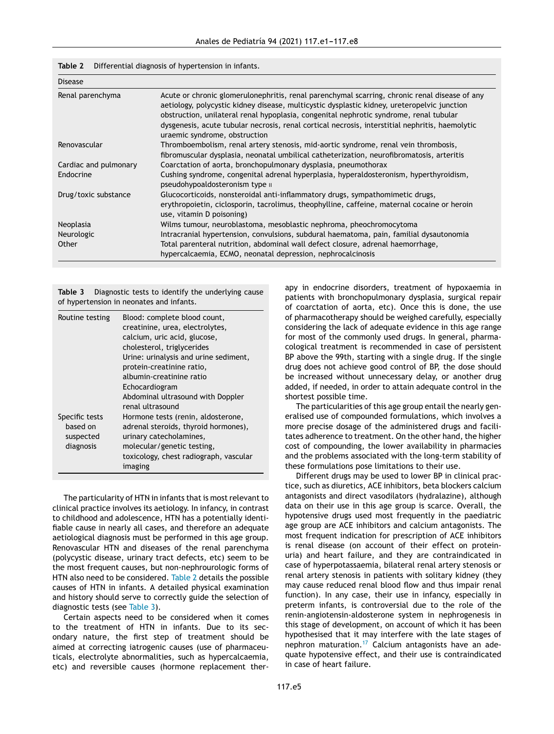**Table 2** Differential diagnosis of hypertension in infants.

| Disease | |
|---|---|
| Renal parenchyma | Acute or chronic glomerulonephritis, renal parenchymal scarring, chronic renal disease of any aetiology, polycystic kidney disease, multicystic dysplastic kidney, ureteropelvic junction obstruction, unilateral renal hypoplasia, congenital nephrotic syndrome, renal tubular dysgenesis, acute tubular necrosis, renal cortical necrosis, interstitial nephritis, haemolytic uraemic syndrome, obstruction |
| Renovascular | Thromboembolism, renal artery stenosis, mid-aortic syndrome, renal vein thrombosis, fibromuscular dysplasia, neonatal umbilical catheterization, neurofibromatosis, arteritis |
| Cardiac and pulmonary | Coarctation of aorta, bronchopulmonary dysplasia, pneumothorax |
| Endocrine | Cushing syndrome, congenital adrenal hyperplasia, hyperaldosteronism, hyperthyroidism, pseudohypoaldosteronism type II |
| Drug/toxic substance | Glucocorticoids, nonsteroidal anti-inflammatory drugs, sympathomimetic drugs, erythropoietin, ciclosporin, tacrolimus, theophylline, caffeine, maternal cocaine or heroin use, vitamin D poisoning) |
| Neoplasia | Wilms tumour, neuroblastoma, mesoblastic nephroma, pheochromocytoma |
| Neurologic | Intracranial hypertension, convulsions, subdural haematoma, pain, familial dysautonomia |
| Other | Total parenteral nutrition, abdominal wall defect closure, adrenal haemorrhage, hypercalcaemia, ECMO, neonatal depression, nephrocalcinosis |

**Table 3** Diagnostic tests to identify the underlying cause of hypertension in neonates and infants.

| | |
|---|---|
| Routine testing | Blood: complete blood count, creatinine, urea, electrolytes, calcium, uric acid, glucose, cholesterol, triglycerides<br>Urine: urinalysis and urine sediment, protein-creatinine ratio, albumin-creatinine ratio<br>Echocardiogram<br>Abdominal ultrasound with Doppler renal ultrasound |
| Specific tests based on suspected diagnosis | Hormone tests (renin, aldosterone, adrenal steroids, thyroid hormones), urinary catecholamines, molecular/genetic testing, toxicology, chest radiograph, vascular imaging |

The particularity of HTN in infants that is most relevant to clinical practice involves its aetiology. In infancy, in contrast to childhood and adolescence, HTN has a potentially identifiable cause in nearly all cases, and therefore an adequate aetiological diagnosis must be performed in this age group. Renovascular HTN and diseases of the renal parenchyma (polycystic disease, urinary tract defects, etc) seem to be the most frequent causes, but non-nephrourologic forms of HTN also need to be considered. Table 2 details the possible causes of HTN in infants. A detailed physical examination and history should serve to correctly guide the selection of diagnostic tests (see Table 3).

Certain aspects need to be considered when it comes to the treatment of HTN in infants. Due to its secondary nature, the first step of treatment should be aimed at correcting iatrogenic causes (use of pharmaceuticals, electrolyte abnormalities, such as hypercalcaemia, etc) and reversible causes (hormone replacement therapy in endocrine disorders, treatment of hypoxaemia in patients with bronchopulmonary dysplasia, surgical repair of coarctation of aorta, etc). Once this is done, the use of pharmacotherapy should be weighed carefully, especially considering the lack of adequate evidence in this age range for most of the commonly used drugs. In general, pharmacological treatment is recommended in case of persistent BP above the 99th, starting with a single drug. If the single drug does not achieve good control of BP, the dose should be increased without unnecessary delay, or another drug added, if needed, in order to attain adequate control in the shortest possible time.

The particularities of this age group entail the nearly generalised use of compounded formulations, which involves a more precise dosage of the administered drugs and facilitates adherence to treatment. On the other hand, the higher cost of compounding, the lower availability in pharmacies and the problems associated with the long-term stability of these formulations pose limitations to their use.

Different drugs may be used to lower BP in clinical practice, such as diuretics, ACE inhibitors, beta blockers calcium antagonists and direct vasodilators (hydralazine), although data on their use in this age group is scarce. Overall, the hypotensive drugs used most frequently in the paediatric age group are ACE inhibitors and calcium antagonists. The most frequent indication for prescription of ACE inhibitors is renal disease (on account of their effect on proteinuria) and heart failure, and they are contraindicated in case of hyperpotassaemia, bilateral renal artery stenosis or renal artery stenosis in patients with solitary kidney (they may cause reduced renal blood flow and thus impair renal function). In any case, their use in infancy, especially in preterm infants, is controversial due to the role of the renin-angiotensin-aldosterone system in nephrogenesis in this stage of development, on account of which it has been hypothesised that it may interfere with the late stages of nephron maturation.[17] Calcium antagonists have an adequate hypotensive effect, and their use is contraindicated in case of heart failure.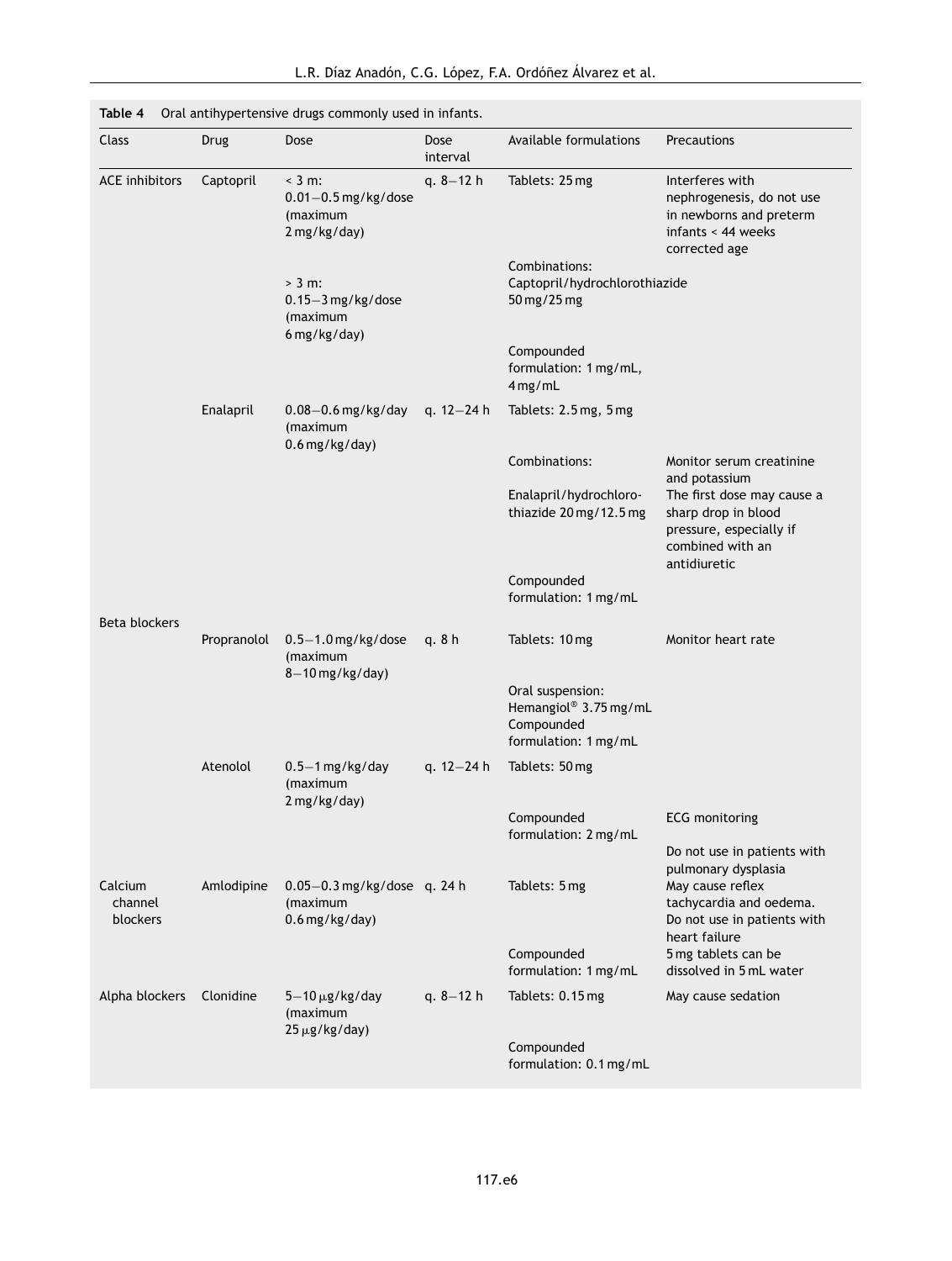**Table 4** Oral antihypertensive drugs commonly used in infants.

| Class | Drug | Dose | Dose interval | Available formulations | Precautions |
|---|---|---|---|---|---|
| ACE inhibitors | Captopril | < 3 m: 0.01−0.5 mg/kg/dose (maximum 2 mg/kg/day) | q. 8−12 h | Tablets: 25 mg | Interferes with nephrogenesis, do not use in newborns and preterm infants < 44 weeks corrected age |
| | | > 3 m: 0.15−3 mg/kg/dose (maximum 6 mg/kg/day) | | Combinations: Captopril/hydrochlorothiazide 50 mg/25 mg | |
| | | | | Compounded formulation: 1 mg/mL, 4 mg/mL | |
| | Enalapril | 0.08−0.6 mg/kg/day (maximum 0.6 mg/kg/day) | q. 12−24 h | Tablets: 2.5 mg, 5 mg | |
| | | | | Combinations: Enalapril/hydrochlorothiazide 20 mg/12.5 mg | Monitor serum creatinine and potassium. The first dose may cause a sharp drop in blood pressure, especially if combined with an antidiuretic |
| | | | | Compounded formulation: 1 mg/mL | |
| Beta blockers | Propranolol | 0.5−1.0 mg/kg/dose (maximum 8−10 mg/kg/day) | q. 8 h | Tablets: 10 mg | Monitor heart rate |
| | | | | Oral suspension: Hemangiol® 3.75 mg/mL Compounded formulation: 1 mg/mL | |
| | Atenolol | 0.5−1 mg/kg/day (maximum 2 mg/kg/day) | q. 12−24 h | Tablets: 50 mg | |
| | | | | Compounded formulation: 2 mg/mL | ECG monitoring. Do not use in patients with pulmonary dysplasia |
| Calcium channel blockers | Amlodipine | 0.05−0.3 mg/kg/dose (maximum 0.6 mg/kg/day) | q. 24 h | Tablets: 5 mg | May cause reflex tachycardia and oedema. Do not use in patients with heart failure |
| | | | | Compounded formulation: 1 mg/mL | 5 mg tablets can be dissolved in 5 mL water |
| Alpha blockers | Clonidine | 5−10 μg/kg/day (maximum 25 μg/kg/day) | q. 8−12 h | Tablets: 0.15 mg | May cause sedation |
| | | | | Compounded formulation: 0.1 mg/mL | |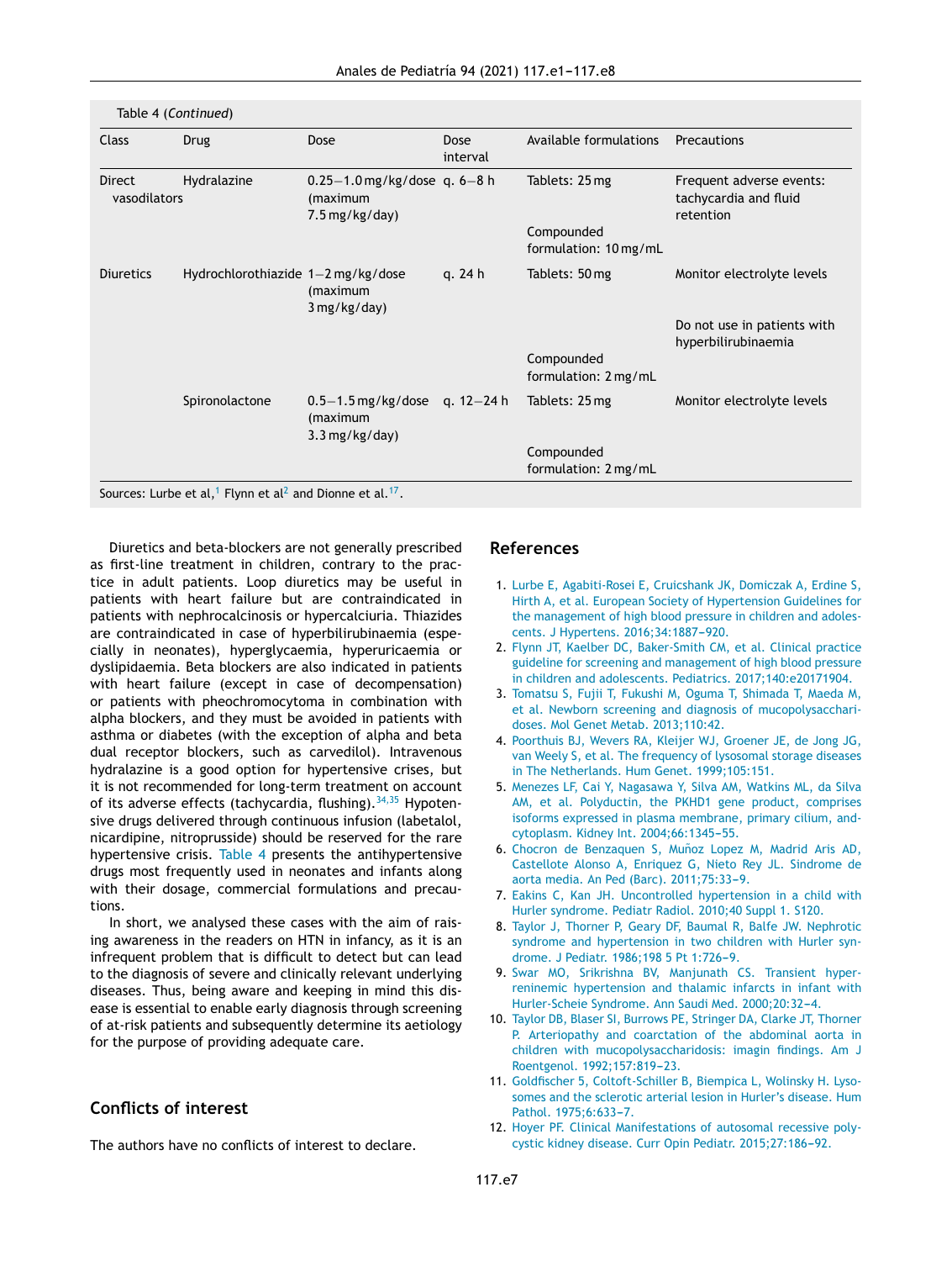Table 4 (*Continued*)

| Class | Drug | Dose | Dose interval | Available formulations | Precautions |
|---|---|---|---|---|---|
| Direct vasodilators | Hydralazine | 0.25–1.0 mg/kg/dose (maximum 7.5 mg/kg/day) | q. 6–8 h | Tablets: 25 mg | Frequent adverse events: tachycardia and fluid retention |
| | | | | Compounded formulation: 10 mg/mL | |
| Diuretics | Hydrochlorothiazide | 1–2 mg/kg/dose (maximum 3 mg/kg/day) | q. 24 h | Tablets: 50 mg | Monitor electrolyte levels |
| | | | | | Do not use in patients with hyperbilirubinaemia |
| | | | | Compounded formulation: 2 mg/mL | |
| | Spironolactone | 0.5–1.5 mg/kg/dose (maximum 3.3 mg/kg/day) | q. 12–24 h | Tablets: 25 mg | Monitor electrolyte levels |
| | | | | Compounded formulation: 2 mg/mL | |

Sources: Lurbe et al,[1] Flynn et al[2] and Dionne et al.[17].

Diuretics and beta-blockers are not generally prescribed as first-line treatment in children, contrary to the practice in adult patients. Loop diuretics may be useful in patients with heart failure but are contraindicated in patients with nephrocalcinosis or hypercalciuria. Thiazides are contraindicated in case of hyperbilirubinaemia (especially in neonates), hyperglycaemia, hyperuricaemia or dyslipidaemia. Beta blockers are also indicated in patients with heart failure (except in case of decompensation) or patients with pheochromocytoma in combination with alpha blockers, and they must be avoided in patients with asthma or diabetes (with the exception of alpha and beta dual receptor blockers, such as carvedilol). Intravenous hydralazine is a good option for hypertensive crises, but it is not recommended for long-term treatment on account of its adverse effects (tachycardia, flushing).[34,35] Hypotensive drugs delivered through continuous infusion (labetalol, nicardipine, nitroprusside) should be reserved for the rare hypertensive crisis. Table 4 presents the antihypertensive drugs most frequently used in neonates and infants along with their dosage, commercial formulations and precautions.

In short, we analysed these cases with the aim of raising awareness in the readers on HTN in infancy, as it is an infrequent problem that is difficult to detect but can lead to the diagnosis of severe and clinically relevant underlying diseases. Thus, being aware and keeping in mind this disease is essential to enable early diagnosis through screening of at-risk patients and subsequently determine its aetiology for the purpose of providing adequate care.

## Conflicts of interest

The authors have no conflicts of interest to declare.

## References

1. Lurbe E, Agabiti-Rosei E, Cruicshank JK, Domiczak A, Erdine S, Hirth A, et al. European Society of Hypertension Guidelines for the management of high blood pressure in children and adolescents. J Hypertens. 2016;34:1887–920.
2. Flynn JT, Kaelber DC, Baker-Smith CM, et al. Clinical practice guideline for screening and management of high blood pressure in children and adolescents. Pediatrics. 2017;140:e20171904.
3. Tomatsu S, Fujii T, Fukushi M, Oguma T, Shimada T, Maeda M, et al. Newborn screening and diagnosis of mucopolysaccharidoses. Mol Genet Metab. 2013;110:42.
4. Poorthuis BJ, Wevers RA, Kleijer WJ, Groener JE, de Jong JG, van Weely S, et al. The frequency of lysosomal storage diseases in The Netherlands. Hum Genet. 1999;105:151.
5. Menezes LF, Cai Y, Nagasawa Y, Silva AM, Watkins ML, da Silva AM, et al. Polyductin, the PKHD1 gene product, comprises isoforms expressed in plasma membrane, primary cilium, andcytoplasm. Kidney Int. 2004;66:1345–55.
6. Chocron de Benzaquen S, Muñoz Lopez M, Madrid Aris AD, Castellote Alonso A, Enriquez G, Nieto Rey JL. Síndrome de aorta media. An Ped (Barc). 2011;75:33–9.
7. Eakins C, Kan JH. Uncontrolled hypertension in a child with Hurler syndrome. Pediatr Radiol. 2010;40 Suppl 1. S120.
8. Taylor J, Thorner P, Geary DF, Baumal R, Balfe JW. Nephrotic syndrome and hypertension in two children with Hurler syndrome. J Pediatr. 1986;198 5 Pt 1:726–9.
9. Swar MO, Srikrishna BV, Manjunath CS. Transient hyperreninemic hypertension and thalamic infarcts in infant with Hurler-Scheie Syndrome. Ann Saudi Med. 2000;20:32–4.
10. Taylor DB, Blaser SI, Burrows PE, Stringer DA, Clarke JT, Thorner P. Arteriopathy and coarctation of the abdominal aorta in children with mucopolysaccharidosis: imagin findings. Am J Roentgenol. 1992;157:819–23.
11. Goldfischer 5, Coltoft-Schiller B, Biempica L, Wolinsky H. Lysosomes and the sclerotic arterial lesion in Hurler's disease. Hum Pathol. 1975;6:633–7.
12. Hoyer PF. Clinical Manifestations of autosomal recessive polycystic kidney disease. Curr Opin Pediatr. 2015;27:186–92.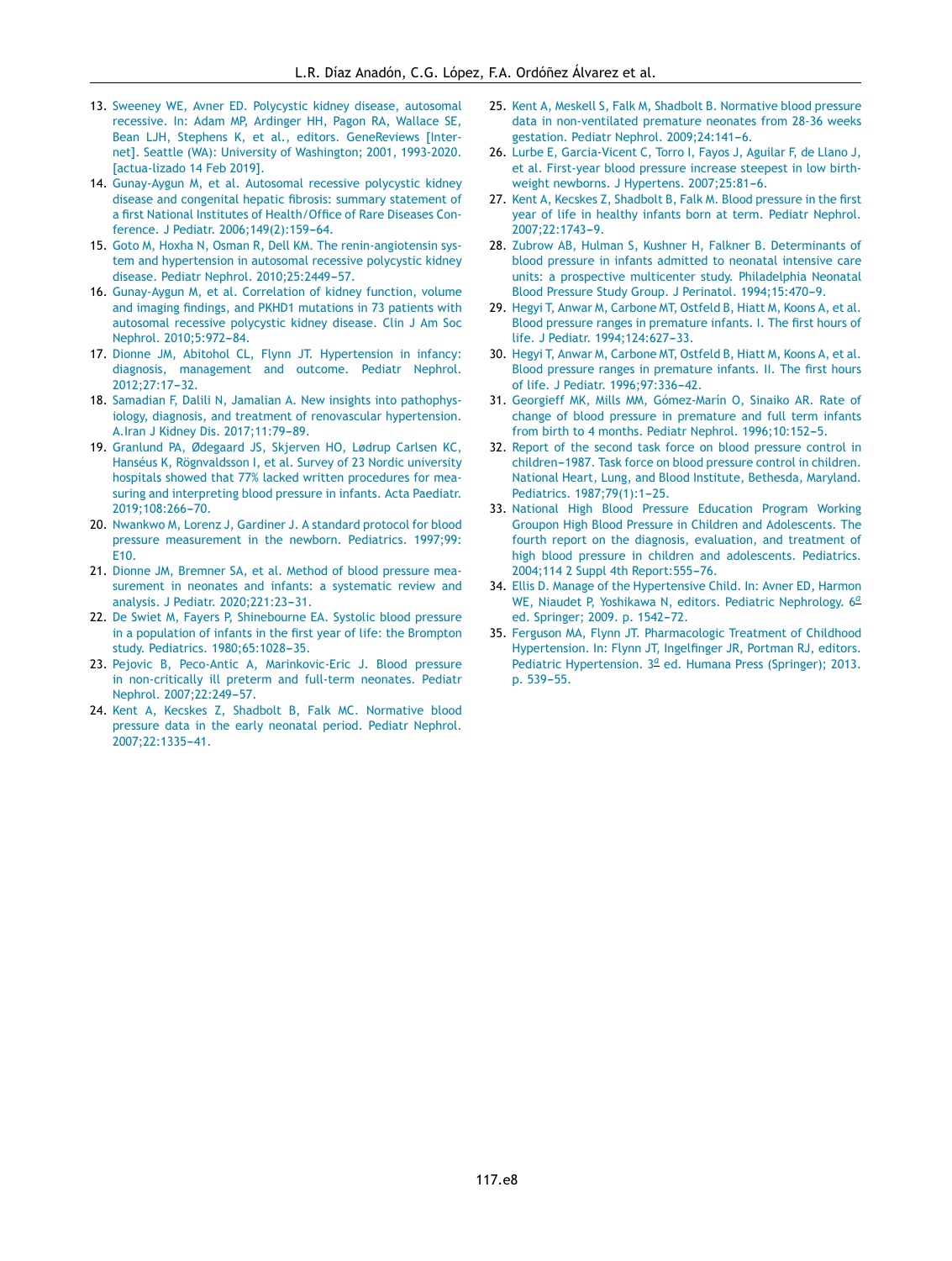13. Sweeney WE, Avner ED. Polycystic kidney disease, autosomal recessive. In: Adam MP, Ardinger HH, Pagon RA, Wallace SE, Bean LJH, Stephens K, et al., editors. GeneReviews [Internet]. Seattle (WA): University of Washington; 2001, 1993-2020. [actua-lizado 14 Feb 2019].
14. Gunay-Aygun M, et al. Autosomal recessive polycystic kidney disease and congenital hepatic fibrosis: summary statement of a first National Institutes of Health/Office of Rare Diseases Conference. J Pediatr. 2006;149(2):159–64.
15. Goto M, Hoxha N, Osman R, Dell KM. The renin-angiotensin system and hypertension in autosomal recessive polycystic kidney disease. Pediatr Nephrol. 2010;25:2449–57.
16. Gunay-Aygun M, et al. Correlation of kidney function, volume and imaging findings, and PKHD1 mutations in 73 patients with autosomal recessive polycystic kidney disease. Clin J Am Soc Nephrol. 2010;5:972–84.
17. Dionne JM, Abitohol CL, Flynn JT. Hypertension in infancy: diagnosis, management and outcome. Pediatr Nephrol. 2012;27:17–32.
18. Samadian F, Dalili N, Jamalian A. New insights into pathophysiology, diagnosis, and treatment of renovascular hypertension. A.Iran J Kidney Dis. 2017;11:79–89.
19. Granlund PA, Ødegaard JS, Skjerven HO, Lødrup Carlsen KC, Hanséus K, Rögnvaldsson I, et al. Survey of 23 Nordic university hospitals showed that 77% lacked written procedures for measuring and interpreting blood pressure in infants. Acta Paediatr. 2019;108:266–70.
20. Nwankwo M, Lorenz J, Gardiner J. A standard protocol for blood pressure measurement in the newborn. Pediatrics. 1997;99: E10.
21. Dionne JM, Bremner SA, et al. Method of blood pressure measurement in neonates and infants: a systematic review and analysis. J Pediatr. 2020;221:23–31.
22. De Swiet M, Fayers P, Shinebourne EA. Systolic blood pressure in a population of infants in the first year of life: the Brompton study. Pediatrics. 1980;65:1028–35.
23. Pejovic B, Peco-Antic A, Marinkovic-Eric J. Blood pressure in non-critically ill preterm and full-term neonates. Pediatr Nephrol. 2007;22:249–57.
24. Kent A, Kecskes Z, Shadbolt B, Falk MC. Normative blood pressure data in the early neonatal period. Pediatr Nephrol. 2007;22:1335–41.
25. Kent A, Meskell S, Falk M, Shadbolt B. Normative blood pressure data in non-ventilated premature neonates from 28-36 weeks gestation. Pediatr Nephrol. 2009;24:141–6.
26. Lurbe E, Garcia-Vicent C, Torro I, Fayos J, Aguilar F, de Llano J, et al. First-year blood pressure increase steepest in low birthweight newborns. J Hypertens. 2007;25:81–6.
27. Kent A, Kecskes Z, Shadbolt B, Falk M. Blood pressure in the first year of life in healthy infants born at term. Pediatr Nephrol. 2007;22:1743–9.
28. Zubrow AB, Hulman S, Kushner H, Falkner B. Determinants of blood pressure in infants admitted to neonatal intensive care units: a prospective multicenter study. Philadelphia Neonatal Blood Pressure Study Group. J Perinatol. 1994;15:470–9.
29. Hegyi T, Anwar M, Carbone MT, Ostfeld B, Hiatt M, Koons A, et al. Blood pressure ranges in premature infants. I. The first hours of life. J Pediatr. 1994;124:627–33.
30. Hegyi T, Anwar M, Carbone MT, Ostfeld B, Hiatt M, Koons A, et al. Blood pressure ranges in premature infants. II. The first hours of life. J Pediatr. 1996;97:336–42.
31. Georgieff MK, Mills MM, Gómez-Marín O, Sinaiko AR. Rate of change of blood pressure in premature and full term infants from birth to 4 months. Pediatr Nephrol. 1996;10:152–5.
32. Report of the second task force on blood pressure control in children–1987. Task force on blood pressure control in children. National Heart, Lung, and Blood Institute, Bethesda, Maryland. Pediatrics. 1987;79(1):1–25.
33. National High Blood Pressure Education Program Working Groupon High Blood Pressure in Children and Adolescents. The fourth report on the diagnosis, evaluation, and treatment of high blood pressure in children and adolescents. Pediatrics. 2004;114 2 Suppl 4th Report:555–76.
34. Ellis D. Manage of the Hypertensive Child. In: Avner ED, Harmon WE, Niaudet P, Yoshikawa N, editors. Pediatric Nephrology. 6ª ed. Springer; 2009. p. 1542–72.
35. Ferguson MA, Flynn JT. Pharmacologic Treatment of Childhood Hypertension. In: Flynn JT, Ingelfinger JR, Portman RJ, editors. Pediatric Hypertension. 3ª ed. Humana Press (Springer); 2013. p. 539–55.